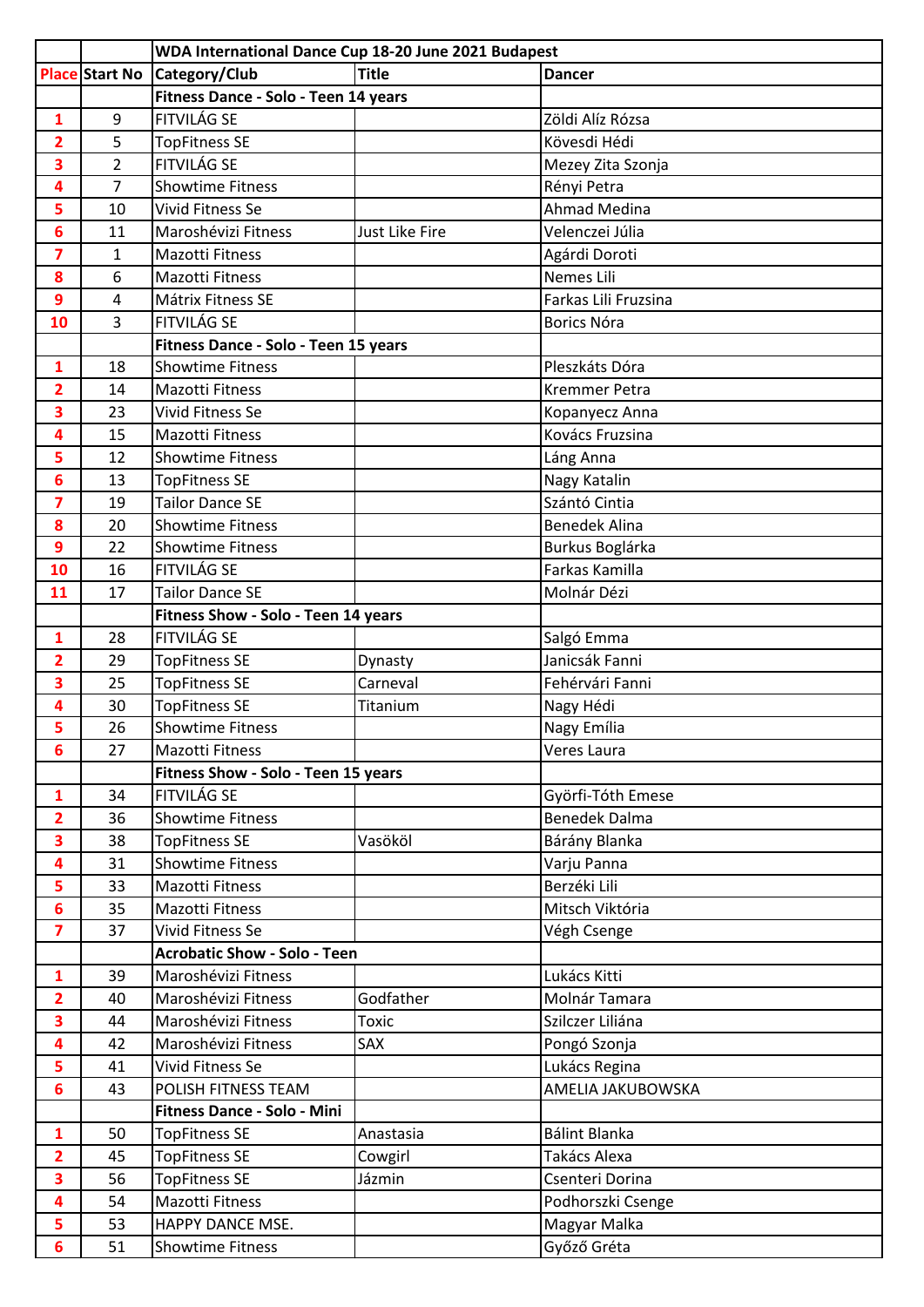| | | WDA International Dance Cup 18-20 June 2021 Budapest | | |
|---|---|---|---|---|
| **Place** | **Start No** | **Category/Club** | **Title** | **Dancer** |
| | | **Fitness Dance - Solo - Teen 14 years** | | |
| 1 | 9 | FITVILÁG SE | | Zöldi Alíz Rózsa |
| 2 | 5 | TopFitness SE | | Kövesdi Hédi |
| 3 | 2 | FITVILÁG SE | | Mezey Zita Szonja |
| 4 | 7 | Showtime Fitness | | Rényi Petra |
| 5 | 10 | Vivid Fitness Se | | Ahmad Medina |
| 6 | 11 | Marosházi Fitness | Just Like Fire | Velenczei Júlia |
| 7 | 1 | Mazotti Fitness | | Agárdi Doroti |
| 8 | 6 | Mazotti Fitness | | Nemes Lili |
| 9 | 4 | Mátrix Fitness SE | | Farkas Lili Fruzsina |
| 10 | 3 | FITVILÁG SE | | Borics Nóra |
| | | **Fitness Dance - Solo - Teen 15 years** | | |
| 1 | 18 | Showtime Fitness | | Pleszkáts Dóra |
| 2 | 14 | Mazotti Fitness | | Kremmer Petra |
| 3 | 23 | Vivid Fitness Se | | Kopanyecz Anna |
| 4 | 15 | Mazotti Fitness | | Kovács Fruzsina |
| 5 | 12 | Showtime Fitness | | Láng Anna |
| 6 | 13 | TopFitness SE | | Nagy Katalin |
| 7 | 19 | Tailor Dance SE | | Szántó Cintia |
| 8 | 20 | Showtime Fitness | | Benedek Alina |
| 9 | 22 | Showtime Fitness | | Burkus Boglárka |
| 10 | 16 | FITVILÁG SE | | Farkas Kamilla |
| 11 | 17 | Tailor Dance SE | | Molnár Dézi |
| | | **Fitness Show - Solo - Teen 14 years** | | |
| 1 | 28 | FITVILÁG SE | | Salgó Emma |
| 2 | 29 | TopFitness SE | Dynasty | Janicsák Fanni |
| 3 | 25 | TopFitness SE | Carneval | Fehérvári Fanni |
| 4 | 30 | TopFitness SE | Titanium | Nagy Hédi |
| 5 | 26 | Showtime Fitness | | Nagy Emília |
| 6 | 27 | Mazotti Fitness | | Veres Laura |
| | | **Fitness Show - Solo - Teen 15 years** | | |
| 1 | 34 | FITVILÁG SE | | Györfi-Tóth Emese |
| 2 | 36 | Showtime Fitness | | Benedek Dalma |
| 3 | 38 | TopFitness SE | Vasököl | Bárány Blanka |
| 4 | 31 | Showtime Fitness | | Varju Panna |
| 5 | 33 | Mazotti Fitness | | Berzéki Lili |
| 6 | 35 | Mazotti Fitness | | Mitsch Viktória |
| 7 | 37 | Vivid Fitness Se | | Végh Csenge |
| | | **Acrobatic Show - Solo - Teen** | | |
| 1 | 39 | Marosházi Fitness | | Lukács Kitti |
| 2 | 40 | Marosházi Fitness | Godfather | Molnár Tamara |
| 3 | 44 | Marosházi Fitness | Toxic | Szilczer Liliána |
| 4 | 42 | Marosházi Fitness | SAX | Pongó Szonja |
| 5 | 41 | Vivid Fitness Se | | Lukács Regina |
| 6 | 43 | POLISH FITNESS TEAM | | AMELIA JAKUBOWSKA |
| | | **Fitness Dance - Solo - Mini** | | |
| 1 | 50 | TopFitness SE | Anastasia | Bálint Blanka |
| 2 | 45 | TopFitness SE | Cowgirl | Takács Alexa |
| 3 | 56 | TopFitness SE | Jázmin | Csenteri Dorina |
| 4 | 54 | Mazotti Fitness | | Podhorszki Csenge |
| 5 | 53 | HAPPY DANCE MSE. | | Magyar Malka |
| 6 | 51 | Showtime Fitness | | Győző Gréta |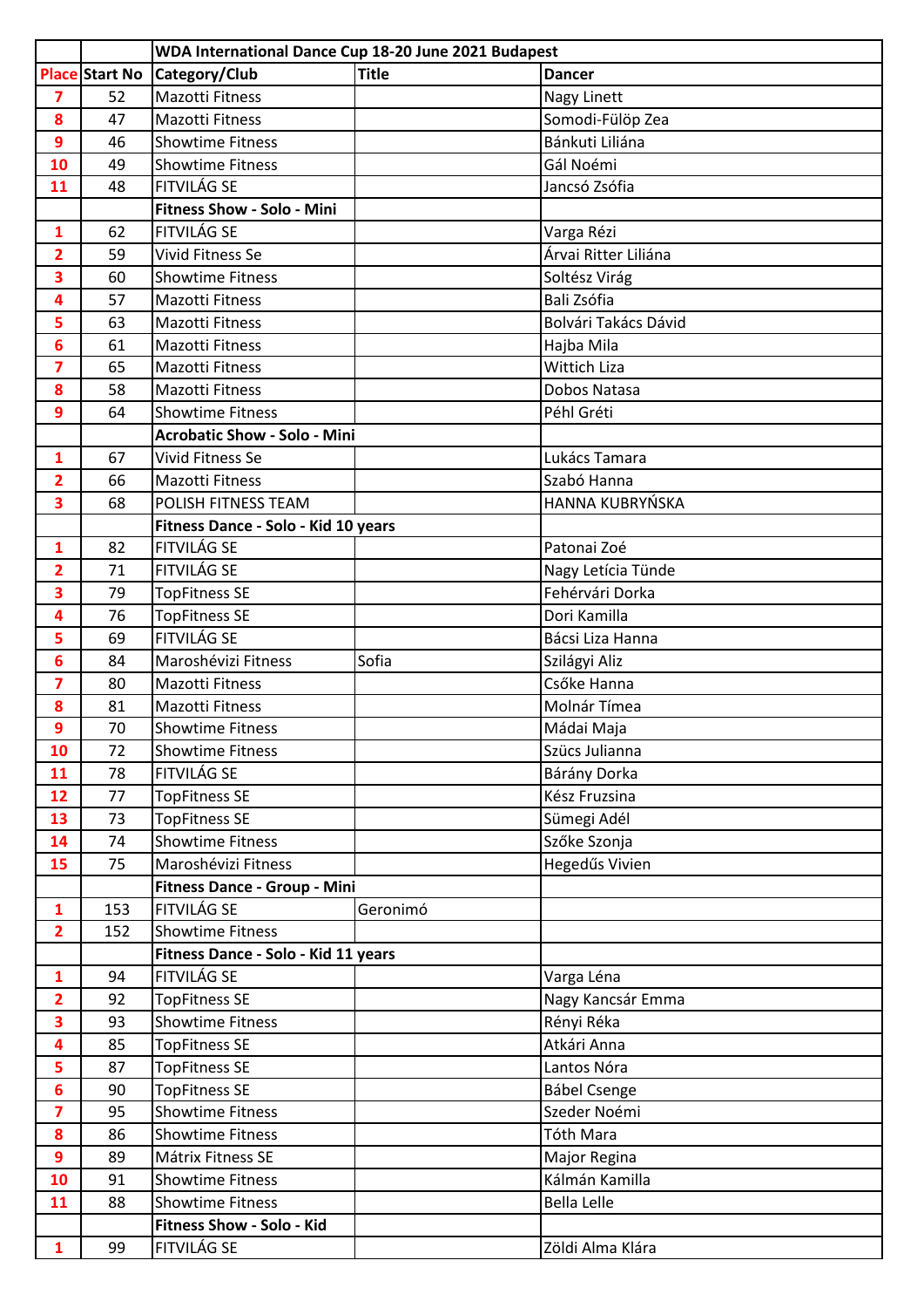| | | WDA International Dance Cup 18-20 June 2021 Budapest | | |
|---|---|---|---|---|
| **Place** | **Start No** | **Category/Club** | **Title** | **Dancer** |
| 7 | 52 | Mazotti Fitness | | Nagy Linett |
| 8 | 47 | Mazotti Fitness | | Somodi-Fülöp Zea |
| 9 | 46 | Showtime Fitness | | Bánkuti Liliána |
| 10 | 49 | Showtime Fitness | | Gál Noémi |
| 11 | 48 | FITVILÁG SE | | Jancsó Zsófia |
| | | **Fitness Show - Solo - Mini** | | |
| 1 | 62 | FITVILÁG SE | | Varga Rézi |
| 2 | 59 | Vivid Fitness Se | | Árvai Ritter Liliána |
| 3 | 60 | Showtime Fitness | | Soltész Virág |
| 4 | 57 | Mazotti Fitness | | Bali Zsófia |
| 5 | 63 | Mazotti Fitness | | Bolvári Takács Dávid |
| 6 | 61 | Mazotti Fitness | | Hajba Mila |
| 7 | 65 | Mazotti Fitness | | Wittich Liza |
| 8 | 58 | Mazotti Fitness | | Dobos Natasa |
| 9 | 64 | Showtime Fitness | | Péhl Gréti |
| | | **Acrobatic Show - Solo - Mini** | | |
| 1 | 67 | Vivid Fitness Se | | Lukács Tamara |
| 2 | 66 | Mazotti Fitness | | Szabó Hanna |
| 3 | 68 | POLISH FITNESS TEAM | | HANNA KUBRYŃSKA |
| | | **Fitness Dance - Solo - Kid 10 years** | | |
| 1 | 82 | FITVILÁG SE | | Patonai Zoé |
| 2 | 71 | FITVILÁG SE | | Nagy Letícia Tünde |
| 3 | 79 | TopFitness SE | | Fehérvári Dorka |
| 4 | 76 | TopFitness SE | | Dori Kamilla |
| 5 | 69 | FITVILÁG SE | | Bácsi Liza Hanna |
| 6 | 84 | Maroshévizi Fitness | Sofia | Szilágyi Aliz |
| 7 | 80 | Mazotti Fitness | | Csőke Hanna |
| 8 | 81 | Mazotti Fitness | | Molnár Tímea |
| 9 | 70 | Showtime Fitness | | Mádai Maja |
| 10 | 72 | Showtime Fitness | | Szücs Julianna |
| 11 | 78 | FITVILÁG SE | | Bárány Dorka |
| 12 | 77 | TopFitness SE | | Kész Fruzsina |
| 13 | 73 | TopFitness SE | | Sümegi Adél |
| 14 | 74 | Showtime Fitness | | Szőke Szonja |
| 15 | 75 | Maroshévizi Fitness | | Hegedűs Vivien |
| | | **Fitness Dance - Group - Mini** | | |
| 1 | 153 | FITVILÁG SE | Geronimó | |
| 2 | 152 | Showtime Fitness | | |
| | | **Fitness Dance - Solo - Kid 11 years** | | |
| 1 | 94 | FITVILÁG SE | | Varga Léna |
| 2 | 92 | TopFitness SE | | Nagy Kancsár Emma |
| 3 | 93 | Showtime Fitness | | Rényi Réka |
| 4 | 85 | TopFitness SE | | Atkári Anna |
| 5 | 87 | TopFitness SE | | Lantos Nóra |
| 6 | 90 | TopFitness SE | | Bábel Csenge |
| 7 | 95 | Showtime Fitness | | Szeder Noémi |
| 8 | 86 | Showtime Fitness | | Tóth Mara |
| 9 | 89 | Mátrix Fitness SE | | Major Regina |
| 10 | 91 | Showtime Fitness | | Kálmán Kamilla |
| 11 | 88 | Showtime Fitness | | Bella Lelle |
| | | **Fitness Show - Solo - Kid** | | |
| 1 | 99 | FITVILÁG SE | | Zöldi Alma Klára |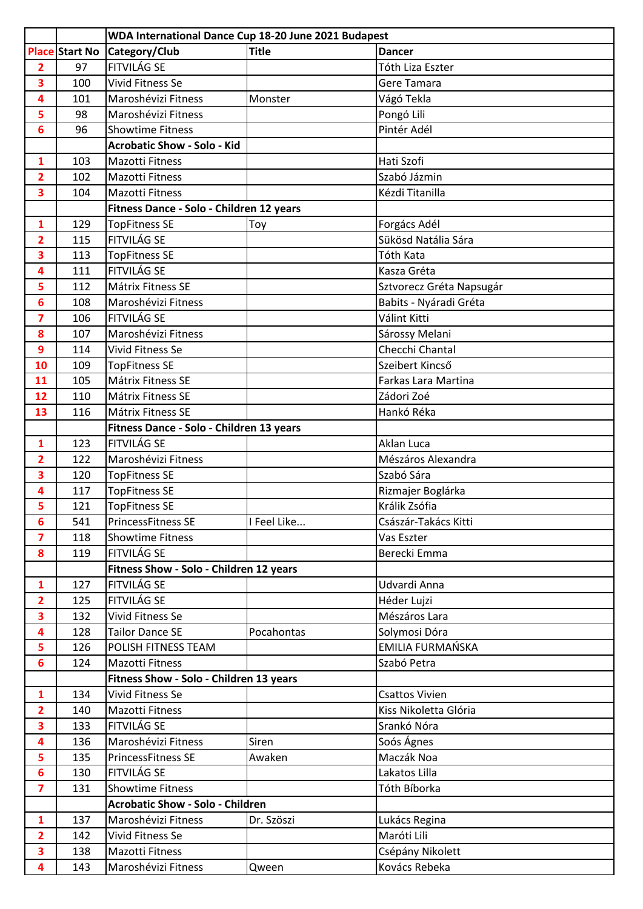| Place | Start No | WDA International Dance Cup 18-20 June 2021 Budapest | | |
|---|---|---|---|---|
| Place | Start No | Category/Club | Title | Dancer |
| 2 | 97 | FITVILÁG SE | | Tóth Liza Eszter |
| 3 | 100 | Vivid Fitness Se | | Gere Tamara |
| 4 | 101 | Maroshévizi Fitness | Monster | Vágó Tekla |
| 5 | 98 | Maroshévizi Fitness | | Pongó Lili |
| 6 | 96 | Showtime Fitness | | Pintér Adél |
| | | **Acrobatic Show - Solo - Kid** | | |
| 1 | 103 | Mazotti Fitness | | Hati Szofi |
| 2 | 102 | Mazotti Fitness | | Szabó Jázmin |
| 3 | 104 | Mazotti Fitness | | Kézdi Titanilla |
| | | **Fitness Dance - Solo - Children 12 years** | | |
| 1 | 129 | TopFitness SE | Toy | Forgács Adél |
| 2 | 115 | FITVILÁG SE | | Sükösd Natália Sára |
| 3 | 113 | TopFitness SE | | Tóth Kata |
| 4 | 111 | FITVILÁG SE | | Kasza Gréta |
| 5 | 112 | Mátrix Fitness SE | | Sztvorecz Gréta Napsugár |
| 6 | 108 | Maroshévizi Fitness | | Babits - Nyáradi Gréta |
| 7 | 106 | FITVILÁG SE | | Válint Kitti |
| 8 | 107 | Maroshévizi Fitness | | Sárossy Melani |
| 9 | 114 | Vivid Fitness Se | | Checchi Chantal |
| 10 | 109 | TopFitness SE | | Szeibert Kincső |
| 11 | 105 | Mátrix Fitness SE | | Farkas Lara Martina |
| 12 | 110 | Mátrix Fitness SE | | Zádori Zoé |
| 13 | 116 | Mátrix Fitness SE | | Hankó Réka |
| | | **Fitness Dance - Solo - Children 13 years** | | |
| 1 | 123 | FITVILÁG SE | | Aklan Luca |
| 2 | 122 | Maroshévizi Fitness | | Mészáros Alexandra |
| 3 | 120 | TopFitness SE | | Szabó Sára |
| 4 | 117 | TopFitness SE | | Rizmajer Boglárka |
| 5 | 121 | TopFitness SE | | Králik Zsófia |
| 6 | 541 | PrincessFitness SE | I Feel Like... | Császár-Takács Kitti |
| 7 | 118 | Showtime Fitness | | Vas Eszter |
| 8 | 119 | FITVILÁG SE | | Berecki Emma |
| | | **Fitness Show - Solo - Children 12 years** | | |
| 1 | 127 | FITVILÁG SE | | Udvardi Anna |
| 2 | 125 | FITVILÁG SE | | Héder Lujzi |
| 3 | 132 | Vivid Fitness Se | | Mészáros Lara |
| 4 | 128 | Tailor Dance SE | Pocahontas | Solymosi Dóra |
| 5 | 126 | POLISH FITNESS TEAM | | EMILIA FURMAŃSKA |
| 6 | 124 | Mazotti Fitness | | Szabó Petra |
| | | **Fitness Show - Solo - Children 13 years** | | |
| 1 | 134 | Vivid Fitness Se | | Csattos Vivien |
| 2 | 140 | Mazotti Fitness | | Kiss Nikoletta Glória |
| 3 | 133 | FITVILÁG SE | | Srankó Nóra |
| 4 | 136 | Maroshévizi Fitness | Siren | Soós Ágnes |
| 5 | 135 | PrincessFitness SE | Awaken | Maczák Noa |
| 6 | 130 | FITVILÁG SE | | Lakatos Lilla |
| 7 | 131 | Showtime Fitness | | Tóth Bíborka |
| | | **Acrobatic Show - Solo - Children** | | |
| 1 | 137 | Maroshévizi Fitness | Dr. Szöszi | Lukács Regina |
| 2 | 142 | Vivid Fitness Se | | Maróti Lili |
| 3 | 138 | Mazotti Fitness | | Csépány Nikolett |
| 4 | 143 | Maroshévizi Fitness | Qween | Kovács Rebeka |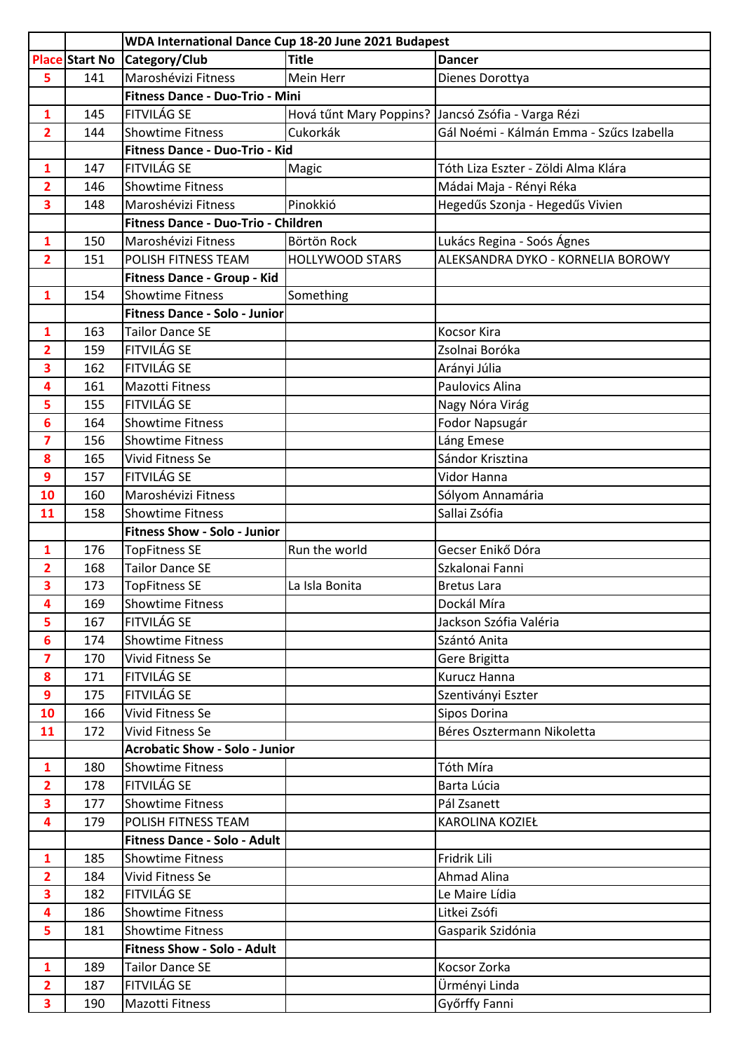| | | WDA International Dance Cup 18-20 June 2021 Budapest | | |
|---|---|---|---|---|
| **Place** | **Start No** | **Category/Club** | **Title** | **Dancer** |
| 5 | 141 | Maroshévizi Fitness | Mein Herr | Dienes Dorottya |
| | | **Fitness Dance - Duo-Trio - Mini** | | |
| 1 | 145 | FITVILÁG SE | Hová tűnt Mary Poppins? | Jancsó Zsófia - Varga Rézi |
| 2 | 144 | Showtime Fitness | Cukorkák | Gál Noémi - Kálmán Emma - Szűcs Izabella |
| | | **Fitness Dance - Duo-Trio - Kid** | | |
| 1 | 147 | FITVILÁG SE | Magic | Tóth Liza Eszter - Zöldi Alma Klára |
| 2 | 146 | Showtime Fitness | | Mádai Maja - Rényi Réka |
| 3 | 148 | Maroshévizi Fitness | Pinokkió | Hegedűs Szonja - Hegedűs Vivien |
| | | **Fitness Dance - Duo-Trio - Children** | | |
| 1 | 150 | Maroshévizi Fitness | Börtön Rock | Lukács Regina - Soós Ágnes |
| 2 | 151 | POLISH FITNESS TEAM | HOLLYWOOD STARS | ALEKSANDRA DYKO - KORNELIA BOROWY |
| | | **Fitness Dance - Group - Kid** | | |
| 1 | 154 | Showtime Fitness | Something | |
| | | **Fitness Dance - Solo - Junior** | | |
| 1 | 163 | Tailor Dance SE | | Kocsor Kira |
| 2 | 159 | FITVILÁG SE | | Zsolnai Boróka |
| 3 | 162 | FITVILÁG SE | | Arányi Júlia |
| 4 | 161 | Mazotti Fitness | | Paulovics Alina |
| 5 | 155 | FITVILÁG SE | | Nagy Nóra Virág |
| 6 | 164 | Showtime Fitness | | Fodor Napsugár |
| 7 | 156 | Showtime Fitness | | Láng Emese |
| 8 | 165 | Vivid Fitness Se | | Sándor Krisztina |
| 9 | 157 | FITVILÁG SE | | Vidor Hanna |
| 10 | 160 | Maroshévizi Fitness | | Sólyom Annamária |
| 11 | 158 | Showtime Fitness | | Sallai Zsófia |
| | | **Fitness Show - Solo - Junior** | | |
| 1 | 176 | TopFitness SE | Run the world | Gecser Enikő Dóra |
| 2 | 168 | Tailor Dance SE | | Szkalonai Fanni |
| 3 | 173 | TopFitness SE | La Isla Bonita | Bretus Lara |
| 4 | 169 | Showtime Fitness | | Dockál Míra |
| 5 | 167 | FITVILÁG SE | | Jackson Szófia Valéria |
| 6 | 174 | Showtime Fitness | | Szántó Anita |
| 7 | 170 | Vivid Fitness Se | | Gere Brigitta |
| 8 | 171 | FITVILÁG SE | | Kurucz Hanna |
| 9 | 175 | FITVILÁG SE | | Szentiványi Eszter |
| 10 | 166 | Vivid Fitness Se | | Sipos Dorina |
| 11 | 172 | Vivid Fitness Se | | Béres Osztermann Nikoletta |
| | | **Acrobatic Show - Solo - Junior** | | |
| 1 | 180 | Showtime Fitness | | Tóth Míra |
| 2 | 178 | FITVILÁG SE | | Barta Lúcia |
| 3 | 177 | Showtime Fitness | | Pál Zsanett |
| 4 | 179 | POLISH FITNESS TEAM | | KAROLINA KOZIEŁ |
| | | **Fitness Dance - Solo - Adult** | | |
| 1 | 185 | Showtime Fitness | | Fridrik Lili |
| 2 | 184 | Vivid Fitness Se | | Ahmad Alina |
| 3 | 182 | FITVILÁG SE | | Le Maire Lídia |
| 4 | 186 | Showtime Fitness | | Litkei Zsófi |
| 5 | 181 | Showtime Fitness | | Gasparik Szidónia |
| | | **Fitness Show - Solo - Adult** | | |
| 1 | 189 | Tailor Dance SE | | Kocsor Zorka |
| 2 | 187 | FITVILÁG SE | | Ürményi Linda |
| 3 | 190 | Mazotti Fitness | | Győrffy Fanni |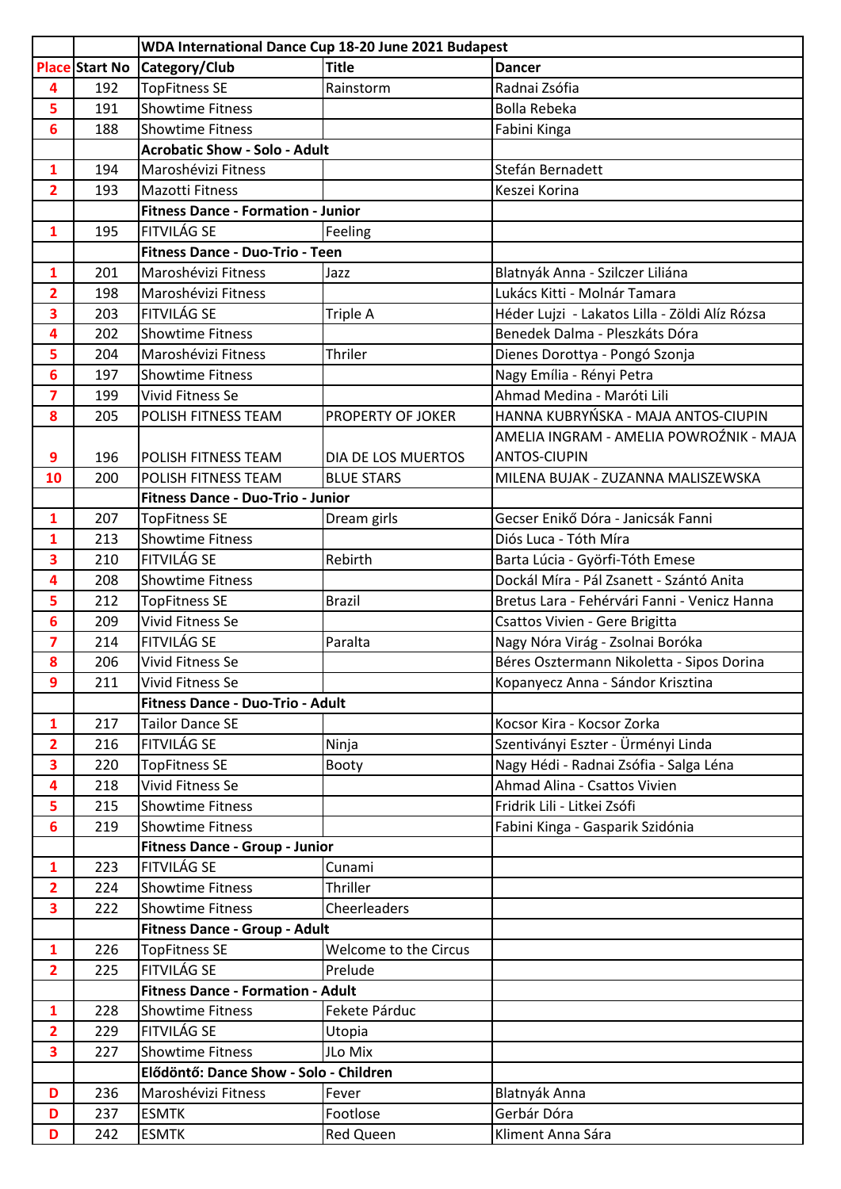| | | WDA International Dance Cup 18-20 June 2021 Budapest | | |
|---|---|---|---|---|
| Place | Start No | Category/Club | Title | Dancer |
| 4 | 192 | TopFitness SE | Rainstorm | Radnai Zsófia |
| 5 | 191 | Showtime Fitness | | Bolla Rebeka |
| 6 | 188 | Showtime Fitness | | Fabini Kinga |
| | | **Acrobatic Show - Solo - Adult** | | |
| 1 | 194 | Maroshévizi Fitness | | Stefán Bernadett |
| 2 | 193 | Mazotti Fitness | | Keszei Korina |
| | | **Fitness Dance - Formation - Junior** | | |
| 1 | 195 | FITVILÁG SE | Feeling | |
| | | **Fitness Dance - Duo-Trio - Teen** | | |
| 1 | 201 | Maroshévizi Fitness | Jazz | Blatnyák Anna - Szilczer Liliána |
| 2 | 198 | Maroshévizi Fitness | | Lukács Kitti - Molnár Tamara |
| 3 | 203 | FITVILÁG SE | Triple A | Héder Lujzi - Lakatos Lilla - Zöldi Alíz Rózsa |
| 4 | 202 | Showtime Fitness | | Benedek Dalma - Pleszkáts Dóra |
| 5 | 204 | Maroshévizi Fitness | Thriler | Dienes Dorottya - Pongó Szonja |
| 6 | 197 | Showtime Fitness | | Nagy Emília - Rényi Petra |
| 7 | 199 | Vivid Fitness Se | | Ahmad Medina - Maróti Lili |
| 8 | 205 | POLISH FITNESS TEAM | PROPERTY OF JOKER | HANNA KUBRYŃSKA - MAJA ANTOS-CIUPIN |
| 9 | 196 | POLISH FITNESS TEAM | DIA DE LOS MUERTOS | AMELIA INGRAM - AMELIA POWROŹNIK - MAJA ANTOS-CIUPIN |
| 10 | 200 | POLISH FITNESS TEAM | BLUE STARS | MILENA BUJAK - ZUZANNA MALISZEWSKA |
| | | **Fitness Dance - Duo-Trio - Junior** | | |
| 1 | 207 | TopFitness SE | Dream girls | Gecser Enikő Dóra - Janicsák Fanni |
| 1 | 213 | Showtime Fitness | | Diós Luca - Tóth Míra |
| 3 | 210 | FITVILÁG SE | Rebirth | Barta Lúcia - Györfi-Tóth Emese |
| 4 | 208 | Showtime Fitness | | Dockál Míra - Pál Zsanett - Szántó Anita |
| 5 | 212 | TopFitness SE | Brazil | Bretus Lara - Fehérvári Fanni - Venicz Hanna |
| 6 | 209 | Vivid Fitness Se | | Csattos Vivien - Gere Brigitta |
| 7 | 214 | FITVILÁG SE | Paralta | Nagy Nóra Virág - Zsolnai Boróka |
| 8 | 206 | Vivid Fitness Se | | Béres Osztermann Nikoletta - Sipos Dorina |
| 9 | 211 | Vivid Fitness Se | | Kopanyecz Anna - Sándor Krisztina |
| | | **Fitness Dance - Duo-Trio - Adult** | | |
| 1 | 217 | Tailor Dance SE | | Kocsor Kira - Kocsor Zorka |
| 2 | 216 | FITVILÁG SE | Ninja | Szentiványi Eszter - Ürményi Linda |
| 3 | 220 | TopFitness SE | Booty | Nagy Hédi - Radnai Zsófia - Salga Léna |
| 4 | 218 | Vivid Fitness Se | | Ahmad Alina - Csattos Vivien |
| 5 | 215 | Showtime Fitness | | Fridrik Lili - Litkei Zsófi |
| 6 | 219 | Showtime Fitness | | Fabini Kinga - Gasparik Szidónia |
| | | **Fitness Dance - Group - Junior** | | |
| 1 | 223 | FITVILÁG SE | Cunami | |
| 2 | 224 | Showtime Fitness | Thriller | |
| 3 | 222 | Showtime Fitness | Cheerleaders | |
| | | **Fitness Dance - Group - Adult** | | |
| 1 | 226 | TopFitness SE | Welcome to the Circus | |
| 2 | 225 | FITVILÁG SE | Prelude | |
| | | **Fitness Dance - Formation - Adult** | | |
| 1 | 228 | Showtime Fitness | Fekete Párduc | |
| 2 | 229 | FITVILÁG SE | Utopia | |
| 3 | 227 | Showtime Fitness | JLo Mix | |
| | | **Elődöntő: Dance Show - Solo - Children** | | |
| D | 236 | Maroshévizi Fitness | Fever | Blatnyák Anna |
| D | 237 | ESMTK | Footlose | Gerbár Dóra |
| D | 242 | ESMTK | Red Queen | Kliment Anna Sára |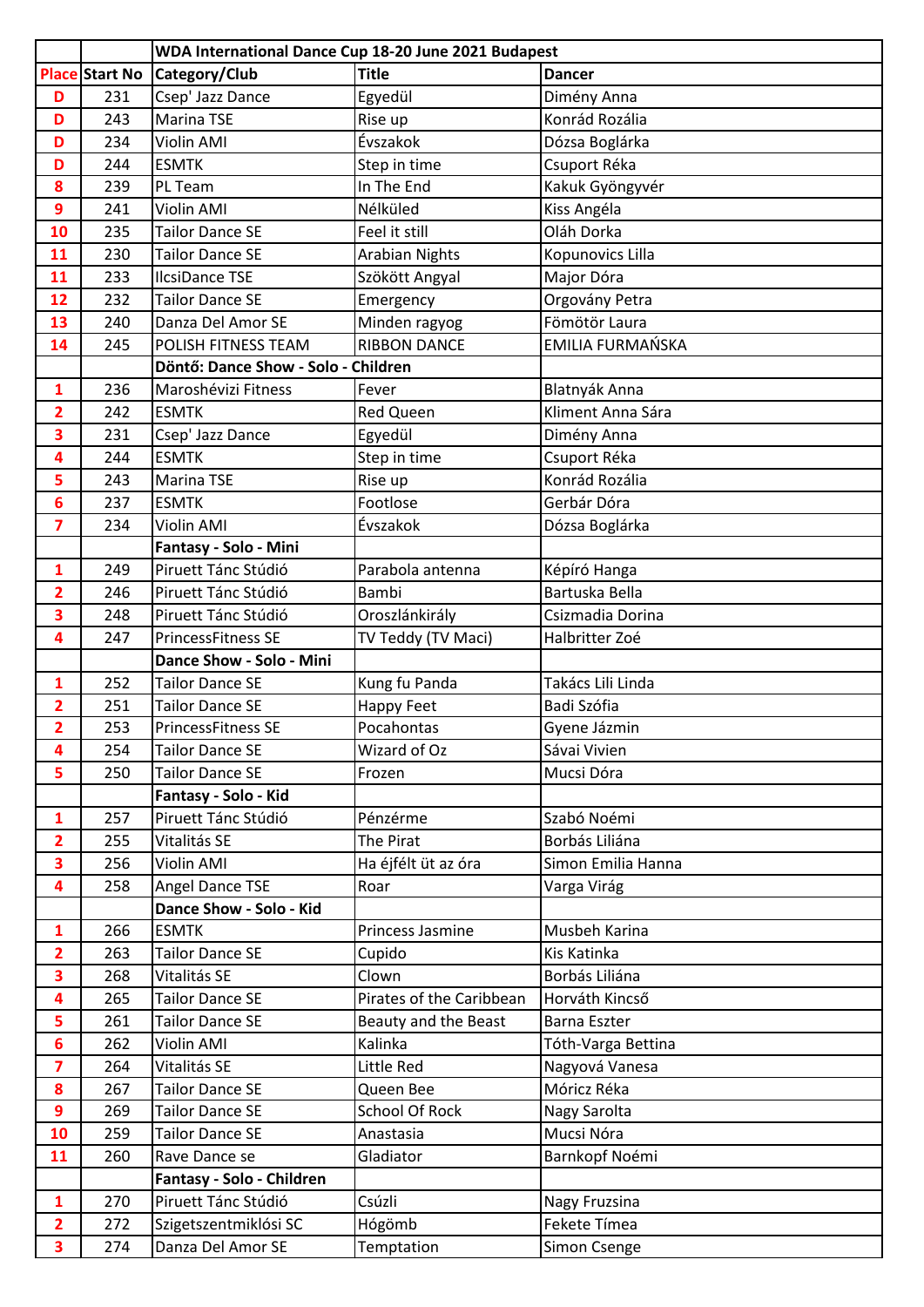|  |  | WDA International Dance Cup 18-20 June 2021 Budapest |  |  |
|---|---|---|---|---|
| Place | Start No | Category/Club | Title | Dancer |
| D | 231 | Csep' Jazz Dance | Egyedül | Dimény Anna |
| D | 243 | Marina TSE | Rise up | Konrád Rozália |
| D | 234 | Violin AMI | Évszakok | Dózsa Boglárka |
| D | 244 | ESMTK | Step in time | Csuport Réka |
| 8 | 239 | PL Team | In The End | Kakuk Gyöngyvér |
| 9 | 241 | Violin AMI | Nélküled | Kiss Angéla |
| 10 | 235 | Tailor Dance SE | Feel it still | Oláh Dorka |
| 11 | 230 | Tailor Dance SE | Arabian Nights | Kopunovics Lilla |
| 11 | 233 | IlcsiDance TSE | Szökött Angyal | Major Dóra |
| 12 | 232 | Tailor Dance SE | Emergency | Orgovány Petra |
| 13 | 240 | Danza Del Amor SE | Minden ragyog | Fömötör Laura |
| 14 | 245 | POLISH FITNESS TEAM | RIBBON DANCE | EMILIA FURMAŃSKA |
|  |  | **Döntő: Dance Show - Solo - Children** |  |  |
| 1 | 236 | Maroshévizi Fitness | Fever | Blatnyák Anna |
| 2 | 242 | ESMTK | Red Queen | Kliment Anna Sára |
| 3 | 231 | Csep' Jazz Dance | Egyedül | Dimény Anna |
| 4 | 244 | ESMTK | Step in time | Csuport Réka |
| 5 | 243 | Marina TSE | Rise up | Konrád Rozália |
| 6 | 237 | ESMTK | Footlose | Gerbár Dóra |
| 7 | 234 | Violin AMI | Évszakok | Dózsa Boglárka |
|  |  | **Fantasy - Solo - Mini** |  |  |
| 1 | 249 | Piruett Tánc Stúdió | Parabola antenna | Képíró Hanga |
| 2 | 246 | Piruett Tánc Stúdió | Bambi | Bartuska Bella |
| 3 | 248 | Piruett Tánc Stúdió | Oroszlánkirály | Csizmadia Dorina |
| 4 | 247 | PrincessFitness SE | TV Teddy (TV Maci) | Halbritter Zoé |
|  |  | **Dance Show - Solo - Mini** |  |  |
| 1 | 252 | Tailor Dance SE | Kung fu Panda | Takács Lili Linda |
| 2 | 251 | Tailor Dance SE | Happy Feet | Badi Szófia |
| 2 | 253 | PrincessFitness SE | Pocahontas | Gyene Jázmin |
| 4 | 254 | Tailor Dance SE | Wizard of Oz | Sávai Vivien |
| 5 | 250 | Tailor Dance SE | Frozen | Mucsi Dóra |
|  |  | **Fantasy - Solo - Kid** |  |  |
| 1 | 257 | Piruett Tánc Stúdió | Pénzérme | Szabó Noémi |
| 2 | 255 | Vitalitás SE | The Pirat | Borbás Liliána |
| 3 | 256 | Violin AMI | Ha éjfélt üt az óra | Simon Emilia Hanna |
| 4 | 258 | Angel Dance TSE | Roar | Varga Virág |
|  |  | **Dance Show - Solo - Kid** |  |  |
| 1 | 266 | ESMTK | Princess Jasmine | Musbeh Karina |
| 2 | 263 | Tailor Dance SE | Cupido | Kis Katinka |
| 3 | 268 | Vitalitás SE | Clown | Borbás Liliána |
| 4 | 265 | Tailor Dance SE | Pirates of the Caribbean | Horváth Kincső |
| 5 | 261 | Tailor Dance SE | Beauty and the Beast | Barna Eszter |
| 6 | 262 | Violin AMI | Kalinka | Tóth-Varga Bettina |
| 7 | 264 | Vitalitás SE | Little Red | Nagyová Vanesa |
| 8 | 267 | Tailor Dance SE | Queen Bee | Móricz Réka |
| 9 | 269 | Tailor Dance SE | School Of Rock | Nagy Sarolta |
| 10 | 259 | Tailor Dance SE | Anastasia | Mucsi Nóra |
| 11 | 260 | Rave Dance se | Gladiator | Barnkopf Noémi |
|  |  | **Fantasy - Solo - Children** |  |  |
| 1 | 270 | Piruett Tánc Stúdió | Csúzli | Nagy Fruzsina |
| 2 | 272 | Szigetszentmiklósi SC | Hógömb | Fekete Tímea |
| 3 | 274 | Danza Del Amor SE | Temptation | Simon Csenge |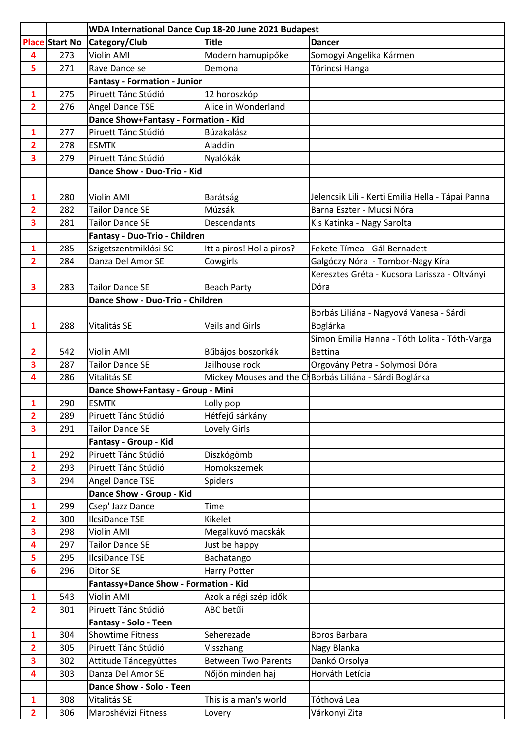| Place | Start No | WDA International Dance Cup 18-20 June 2021 Budapest | | |
|---|---|---|---|---|
| | | **Category/Club** | **Title** | **Dancer** |
| 4 | 273 | Violin AMI | Modern hamupipőke | Somogyi Angelika Kármen |
| 5 | 271 | Rave Dance se | Demona | Törincsi Hanga |
| | | **Fantasy - Formation - Junior** | | |
| 1 | 275 | Piruett Tánc Stúdió | 12 horoszkóp | |
| 2 | 276 | Angel Dance TSE | Alice in Wonderland | |
| | | **Dance Show+Fantasy - Formation - Kid** | | |
| 1 | 277 | Piruett Tánc Stúdió | Búzakalász | |
| 2 | 278 | ESMTK | Aladdin | |
| 3 | 279 | Piruett Tánc Stúdió | Nyalókák | |
| | | **Dance Show - Duo-Trio - Kid** | | |
| 1 | 280 | Violin AMI | Barátság | Jelencsik Lili - Kerti Emilia Hella - Tápai Panna |
| 2 | 282 | Tailor Dance SE | Múzsák | Barna Eszter - Mucsi Nóra |
| 3 | 281 | Tailor Dance SE | Descendants | Kis Katinka - Nagy Sarolta |
| | | **Fantasy - Duo-Trio - Children** | | |
| 1 | 285 | Szigetszentmiklósi SC | Itt a piros! Hol a piros? | Fekete Tímea - Gál Bernadett |
| 2 | 284 | Danza Del Amor SE | Cowgirls | Galgóczy Nóra - Tombor-Nagy Kíra |
| 3 | 283 | Tailor Dance SE | Beach Party | Keresztes Gréta - Kucsora Larissza - Oltványi Dóra |
| | | **Dance Show - Duo-Trio - Children** | | |
| 1 | 288 | Vitalitás SE | Veils and Girls | Borbás Liliána - Nagyová Vanesa - Sárdi Boglárka |
| 2 | 542 | Violin AMI | Bűbájos boszorkák | Simon Emilia Hanna - Tóth Lolita - Tóth-Varga Bettina |
| 3 | 287 | Tailor Dance SE | Jailhouse rock | Orgovány Petra - Solymosi Dóra |
| 4 | 286 | Vitalitás SE | Mickey Mouses and the Cl | Borbás Liliána - Sárdi Boglárka |
| | | **Dance Show+Fantasy - Group - Mini** | | |
| 1 | 290 | ESMTK | Lolly pop | |
| 2 | 289 | Piruett Tánc Stúdió | Hétfejű sárkány | |
| 3 | 291 | Tailor Dance SE | Lovely Girls | |
| | | **Fantasy - Group - Kid** | | |
| 1 | 292 | Piruett Tánc Stúdió | Diszkógömb | |
| 2 | 293 | Piruett Tánc Stúdió | Homokszemek | |
| 3 | 294 | Angel Dance TSE | Spiders | |
| | | **Dance Show - Group - Kid** | | |
| 1 | 299 | Csep' Jazz Dance | Time | |
| 2 | 300 | IlcsiDance TSE | Kikelet | |
| 3 | 298 | Violin AMI | Megalkuvó macskák | |
| 4 | 297 | Tailor Dance SE | Just be happy | |
| 5 | 295 | IlcsiDance TSE | Bachatango | |
| 6 | 296 | Ditor SE | Harry Potter | |
| | | **Fantassy+Dance Show - Formation - Kid** | | |
| 1 | 543 | Violin AMI | Azok a régi szép idők | |
| 2 | 301 | Piruett Tánc Stúdió | ABC betűi | |
| | | **Fantasy - Solo - Teen** | | |
| 1 | 304 | Showtime Fitness | Seherezade | Boros Barbara |
| 2 | 305 | Piruett Tánc Stúdió | Visszhang | Nagy Blanka |
| 3 | 302 | Attitude Táncegyüttes | Between Two Parents | Dankó Orsolya |
| 4 | 303 | Danza Del Amor SE | Nőjön minden haj | Horváth Letícia |
| | | **Dance Show - Solo - Teen** | | |
| 1 | 308 | Vitalitás SE | This is a man's world | Tóthová Lea |
| 2 | 306 | Maroshévizi Fitness | Lovery | Várkonyi Zita |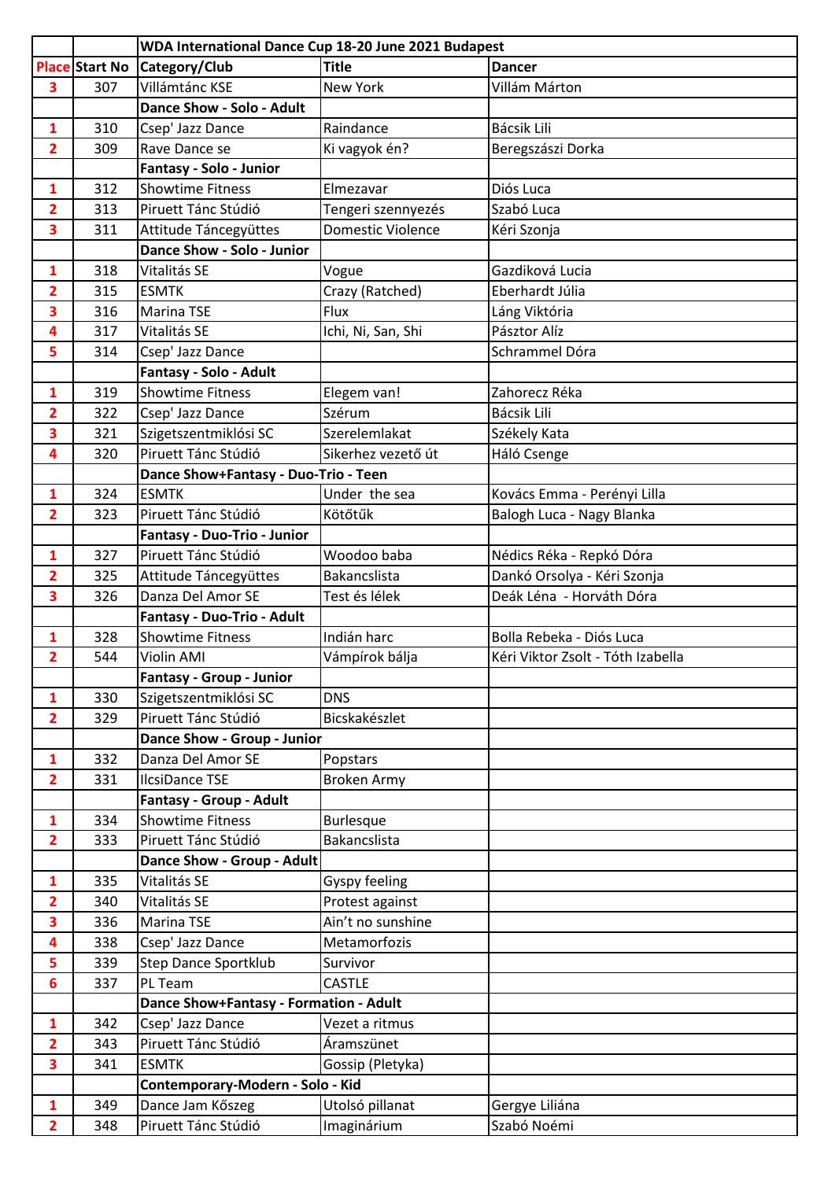| | | WDA International Dance Cup 18-20 June 2021 Budapest | | |
|---|---|---|---|---|
| **Place** | **Start No** | **Category/Club** | **Title** | **Dancer** |
| 3 | 307 | Villámtánc KSE | New York | Villám Márton |
| | | **Dance Show - Solo - Adult** | | |
| 1 | 310 | Csep' Jazz Dance | Raindance | Bácsik Lili |
| 2 | 309 | Rave Dance se | Ki vagyok én? | Beregszászi Dorka |
| | | **Fantasy - Solo - Junior** | | |
| 1 | 312 | Showtime Fitness | Elmezavar | Diós Luca |
| 2 | 313 | Piruett Tánc Stúdió | Tengeri szennyezés | Szabó Luca |
| 3 | 311 | Attitude Táncegyüttes | Domestic Violence | Kéri Szonja |
| | | **Dance Show - Solo - Junior** | | |
| 1 | 318 | Vitalitás SE | Vogue | Gazdiková Lucia |
| 2 | 315 | ESMTK | Crazy (Ratched) | Eberhardt Júlia |
| 3 | 316 | Marina TSE | Flux | Láng Viktória |
| 4 | 317 | Vitalitás SE | Ichi, Ni, San, Shi | Pásztor Alíz |
| 5 | 314 | Csep' Jazz Dance | | Schrammel Dóra |
| | | **Fantasy - Solo - Adult** | | |
| 1 | 319 | Showtime Fitness | Elegem van! | Zahorecz Réka |
| 2 | 322 | Csep' Jazz Dance | Szérum | Bácsik Lili |
| 3 | 321 | Szigetszentmiklósi SC | Szerelemlakat | Székely Kata |
| 4 | 320 | Piruett Tánc Stúdió | Sikerhez vezető út | Háló Csenge |
| | | **Dance Show+Fantasy - Duo-Trio - Teen** | | |
| 1 | 324 | ESMTK | Under  the sea | Kovács Emma - Perényi Lilla |
| 2 | 323 | Piruett Tánc Stúdió | Kötőtűk | Balogh Luca - Nagy Blanka |
| | | **Fantasy - Duo-Trio - Junior** | | |
| 1 | 327 | Piruett Tánc Stúdió | Woodoo baba | Nédics Réka - Repkó Dóra |
| 2 | 325 | Attitude Táncegyüttes | Bakancslista | Dankó Orsolya - Kéri Szonja |
| 3 | 326 | Danza Del Amor SE | Test és lélek | Deák Léna  - Horváth Dóra |
| | | **Fantasy - Duo-Trio - Adult** | | |
| 1 | 328 | Showtime Fitness | Indián harc | Bolla Rebeka - Diós Luca |
| 2 | 544 | Violin AMI | Vámpírok bálja | Kéri Viktor Zsolt - Tóth Izabella |
| | | **Fantasy - Group - Junior** | | |
| 1 | 330 | Szigetszentmiklósi SC | DNS | |
| 2 | 329 | Piruett Tánc Stúdió | Bicskakészlet | |
| | | **Dance Show - Group - Junior** | | |
| 1 | 332 | Danza Del Amor SE | Popstars | |
| 2 | 331 | IlcsiDance TSE | Broken Army | |
| | | **Fantasy - Group - Adult** | | |
| 1 | 334 | Showtime Fitness | Burlesque | |
| 2 | 333 | Piruett Tánc Stúdió | Bakancslista | |
| | | **Dance Show - Group - Adult** | | |
| 1 | 335 | Vitalitás SE | Gyspy feeling | |
| 2 | 340 | Vitalitás SE | Protest against | |
| 3 | 336 | Marina TSE | Ain't no sunshine | |
| 4 | 338 | Csep' Jazz Dance | Metamorfozis | |
| 5 | 339 | Step Dance Sportklub | Survivor | |
| 6 | 337 | PL Team | CASTLE | |
| | | **Dance Show+Fantasy - Formation - Adult** | | |
| 1 | 342 | Csep' Jazz Dance | Vezet a ritmus | |
| 2 | 343 | Piruett Tánc Stúdió | Áramszünet | |
| 3 | 341 | ESMTK | Gossip (Pletyka) | |
| | | **Contemporary-Modern - Solo - Kid** | | |
| 1 | 349 | Dance Jam Kőszeg | Utolsó pillanat | Gergye Liliána |
| 2 | 348 | Piruett Tánc Stúdió | Imaginárium | Szabó Noémi |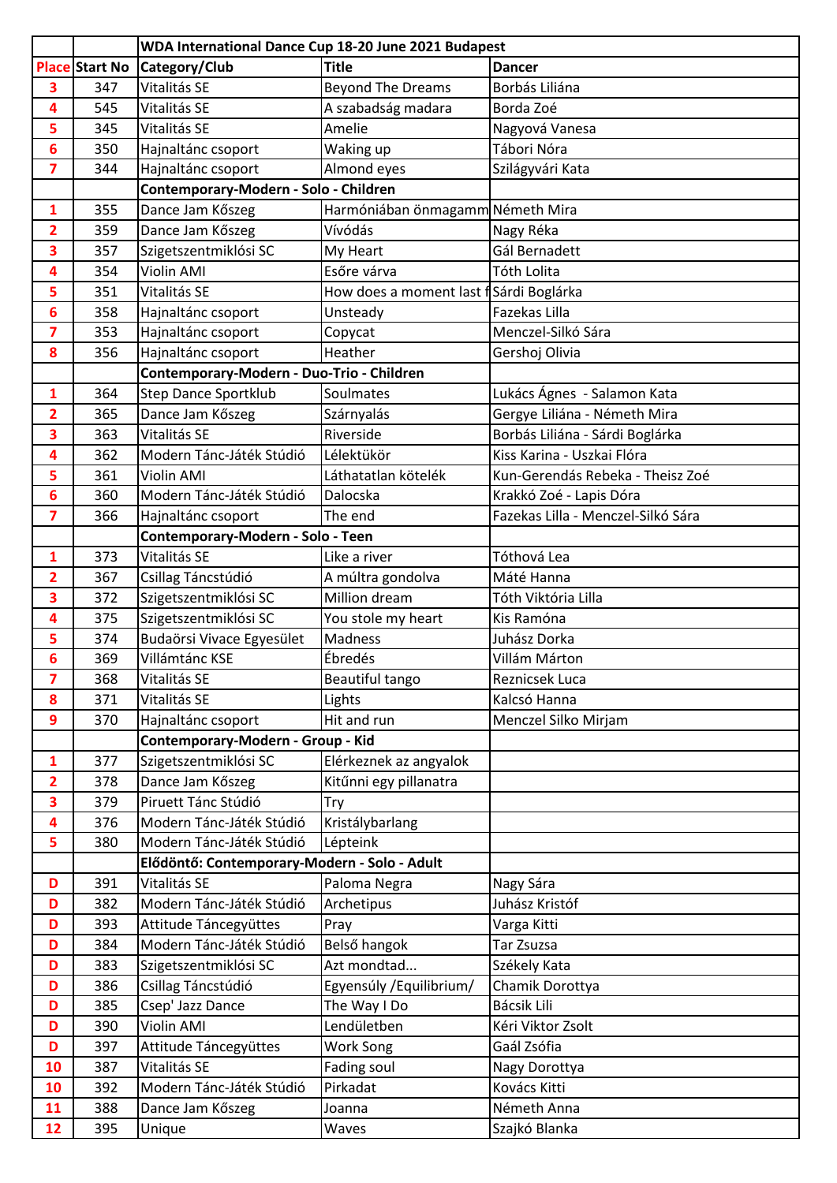| | | WDA International Dance Cup 18-20 June 2021 Budapest | | |
|---|---|---|---|---|
| **Place** | **Start No** | **Category/Club** | **Title** | **Dancer** |
| 3 | 347 | Vitalitás SE | Beyond The Dreams | Borbás Liliána |
| 4 | 545 | Vitalitás SE | A szabadság madara | Borda Zoé |
| 5 | 345 | Vitalitás SE | Amelie | Nagyová Vanesa |
| 6 | 350 | Hajnaltánc csoport | Waking up | Tábori Nóra |
| 7 | 344 | Hajnaltánc csoport | Almond eyes | Szilágyvári Kata |
| | | **Contemporary-Modern - Solo - Children** | | |
| 1 | 355 | Dance Jam Kőszeg | Harmóniában önmagamm | Németh Mira |
| 2 | 359 | Dance Jam Kőszeg | Vívódás | Nagy Réka |
| 3 | 357 | Szigetszentmiklósi SC | My Heart | Gál Bernadett |
| 4 | 354 | Violin AMI | Esőre várva | Tóth Lolita |
| 5 | 351 | Vitalitás SE | How does a moment last f | Sárdi Boglárka |
| 6 | 358 | Hajnaltánc csoport | Unsteady | Fazekas Lilla |
| 7 | 353 | Hajnaltánc csoport | Copycat | Menczel-Silkó Sára |
| 8 | 356 | Hajnaltánc csoport | Heather | Gershoj Olivia |
| | | **Contemporary-Modern - Duo-Trio - Children** | | |
| 1 | 364 | Step Dance Sportklub | Soulmates | Lukács Ágnes - Salamon Kata |
| 2 | 365 | Dance Jam Kőszeg | Szárnyalás | Gergye Liliána - Németh Mira |
| 3 | 363 | Vitalitás SE | Riverside | Borbás Liliána - Sárdi Boglárka |
| 4 | 362 | Modern Tánc-Játék Stúdió | Lélektükör | Kiss Karina - Uszkai Flóra |
| 5 | 361 | Violin AMI | Láthatatlan kötelék | Kun-Gerendás Rebeka - Theisz Zoé |
| 6 | 360 | Modern Tánc-Játék Stúdió | Dalocska | Krakkó Zoé - Lapis Dóra |
| 7 | 366 | Hajnaltánc csoport | The end | Fazekas Lilla - Menczel-Silkó Sára |
| | | **Contemporary-Modern - Solo - Teen** | | |
| 1 | 373 | Vitalitás SE | Like a river | Tóthová Lea |
| 2 | 367 | Csillag Táncstúdió | A múltra gondolva | Máté Hanna |
| 3 | 372 | Szigetszentmiklósi SC | Million dream | Tóth Viktória Lilla |
| 4 | 375 | Szigetszentmiklósi SC | You stole my heart | Kis Ramóna |
| 5 | 374 | Budaörsi Vivace Egyesület | Madness | Juhász Dorka |
| 6 | 369 | Villámtánc KSE | Ébredés | Villám Márton |
| 7 | 368 | Vitalitás SE | Beautiful tango | Reznicsek Luca |
| 8 | 371 | Vitalitás SE | Lights | Kalcsó Hanna |
| 9 | 370 | Hajnaltánc csoport | Hit and run | Menczel Silko Mirjam |
| | | **Contemporary-Modern - Group - Kid** | | |
| 1 | 377 | Szigetszentmiklósi SC | Elérkeznek az angyalok | |
| 2 | 378 | Dance Jam Kőszeg | Kitűnni egy pillanatra | |
| 3 | 379 | Piruett Tánc Stúdió | Try | |
| 4 | 376 | Modern Tánc-Játék Stúdió | Kristálybarlang | |
| 5 | 380 | Modern Tánc-Játék Stúdió | Lépteink | |
| | | **Elődöntő: Contemporary-Modern - Solo - Adult** | | |
| D | 391 | Vitalitás SE | Paloma Negra | Nagy Sára |
| D | 382 | Modern Tánc-Játék Stúdió | Archetipus | Juhász Kristóf |
| D | 393 | Attitude Táncegyüttes | Pray | Varga Kitti |
| D | 384 | Modern Tánc-Játék Stúdió | Belső hangok | Tar Zsuzsa |
| D | 383 | Szigetszentmiklósi SC | Azt mondtad... | Székely Kata |
| D | 386 | Csillag Táncstúdió | Egyensúly /Equilibrium/ | Chamik Dorottya |
| D | 385 | Csep' Jazz Dance | The Way I Do | Bácsik Lili |
| D | 390 | Violin AMI | Lendületben | Kéri Viktor Zsolt |
| D | 397 | Attitude Táncegyüttes | Work Song | Gaál Zsófia |
| 10 | 387 | Vitalitás SE | Fading soul | Nagy Dorottya |
| 10 | 392 | Modern Tánc-Játék Stúdió | Pirkadat | Kovács Kitti |
| 11 | 388 | Dance Jam Kőszeg | Joanna | Németh Anna |
| 12 | 395 | Unique | Waves | Szajkó Blanka |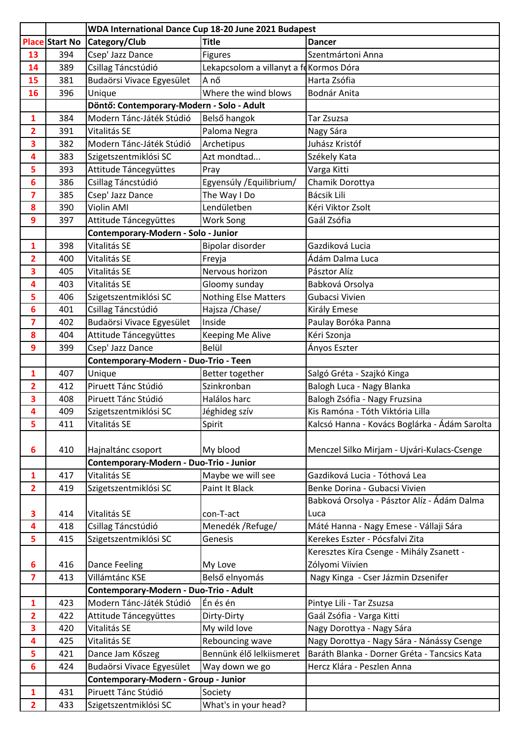| | | WDA International Dance Cup 18-20 June 2021 Budapest | | |
|---|---|---|---|---|
| Place | Start No | Category/Club | Title | Dancer |
| 13 | 394 | Csep' Jazz Dance | Figures | Szentmártoni Anna |
| 14 | 389 | Csillag Táncstúdió | Lekapcsolom a villanyt a fe | Kormos Dóra |
| 15 | 381 | Budaörsi Vivace Egyesület | A nő | Harta Zsófia |
| 16 | 396 | Unique | Where the wind blows | Bodnár Anita |
| | | Döntő: Contemporary-Modern - Solo - Adult | | |
| 1 | 384 | Modern Tánc-Játék Stúdió | Belső hangok | Tar Zsuzsa |
| 2 | 391 | Vitalitás SE | Paloma Negra | Nagy Sára |
| 3 | 382 | Modern Tánc-Játék Stúdió | Archetipus | Juhász Kristóf |
| 4 | 383 | Szigetszentmiklósi SC | Azt mondtad... | Székely Kata |
| 5 | 393 | Attitude Táncegyüttes | Pray | Varga Kitti |
| 6 | 386 | Csillag Táncstúdió | Egyensúly /Equilibrium/ | Chamik Dorottya |
| 7 | 385 | Csep' Jazz Dance | The Way I Do | Bácsik Lili |
| 8 | 390 | Violin AMI | Lendületben | Kéri Viktor Zsolt |
| 9 | 397 | Attitude Táncegyüttes | Work Song | Gaál Zsófia |
| | | Contemporary-Modern - Solo - Junior | | |
| 1 | 398 | Vitalitás SE | Bipolar disorder | Gazdiková Lucia |
| 2 | 400 | Vitalitás SE | Freyja | Ádám Dalma Luca |
| 3 | 405 | Vitalitás SE | Nervous horizon | Pásztor Alíz |
| 4 | 403 | Vitalitás SE | Gloomy sunday | Babková Orsolya |
| 5 | 406 | Szigetszentmiklósi SC | Nothing Else Matters | Gubacsi Vivien |
| 6 | 401 | Csillag Táncstúdió | Hajsza /Chase/ | Király Emese |
| 7 | 402 | Budaörsi Vivace Egyesület | Inside | Paulay Boróka Panna |
| 8 | 404 | Attitude Táncegyüttes | Keeping Me Alive | Kéri Szonja |
| 9 | 399 | Csep' Jazz Dance | Belül | Ányos Eszter |
| | | Contemporary-Modern - Duo-Trio - Teen | | |
| 1 | 407 | Unique | Better together | Salgó Gréta - Szajkó Kinga |
| 2 | 412 | Piruett Tánc Stúdió | Szinkronban | Balogh Luca - Nagy Blanka |
| 3 | 408 | Piruett Tánc Stúdió | Halálos harc | Balogh Zsófia - Nagy Fruzsina |
| 4 | 409 | Szigetszentmiklósi SC | Jéghideg szív | Kis Ramóna - Tóth Viktória Lilla |
| 5 | 411 | Vitalitás SE | Spirit | Kalcsó Hanna - Kovács Boglárka - Ádám Sarolta |
| 6 | 410 | Hajnaltánc csoport | My blood | Menczel Silko Mirjam - Ujvári-Kulacs-Csenge |
| | | Contemporary-Modern - Duo-Trio - Junior | | |
| 1 | 417 | Vitalitás SE | Maybe we will see | Gazdiková Lucia - Tóthová Lea |
| 2 | 419 | Szigetszentmiklósi SC | Paint It Black | Benke Dorina - Gubacsi Vivien |
| 3 | 414 | Vitalitás SE | con-T-act | Babková Orsolya - Pásztor Alíz - Ádám Dalma Luca |
| 4 | 418 | Csillag Táncstúdió | Menedék /Refuge/ | Máté Hanna - Nagy Emese - Vállaji Sára |
| 5 | 415 | Szigetszentmiklósi SC | Genesis | Kerekes Eszter - Pócsfalvi Zita |
| 6 | 416 | Dance Feeling | My Love | Keresztes Kíra Csenge - Mihály Zsanett - Zólyomi Viivien |
| 7 | 413 | Villámtánc KSE | Belső elnyomás | Nagy Kinga - Cser Jázmin Dzsenifer |
| | | Contemporary-Modern - Duo-Trio - Adult | | |
| 1 | 423 | Modern Tánc-Játék Stúdió | Én és én | Pintye Lili - Tar Zsuzsa |
| 2 | 422 | Attitude Táncegyüttes | Dirty-Dirty | Gaál Zsófia - Varga Kitti |
| 3 | 420 | Vitalitás SE | My wild love | Nagy Dorottya - Nagy Sára |
| 4 | 425 | Vitalitás SE | Rebouncing wave | Nagy Dorottya - Nagy Sára - Nánássy Csenge |
| 5 | 421 | Dance Jam Kőszeg | Bennünk élő lelkiismeret | Baráth Blanka - Dorner Gréta - Tancsics Kata |
| 6 | 424 | Budaörsi Vivace Egyesület | Way down we go | Hercz Klára - Peszlen Anna |
| | | Contemporary-Modern - Group - Junior | | |
| 1 | 431 | Piruett Tánc Stúdió | Society | |
| 2 | 433 | Szigetszentmiklósi SC | What's in your head? | |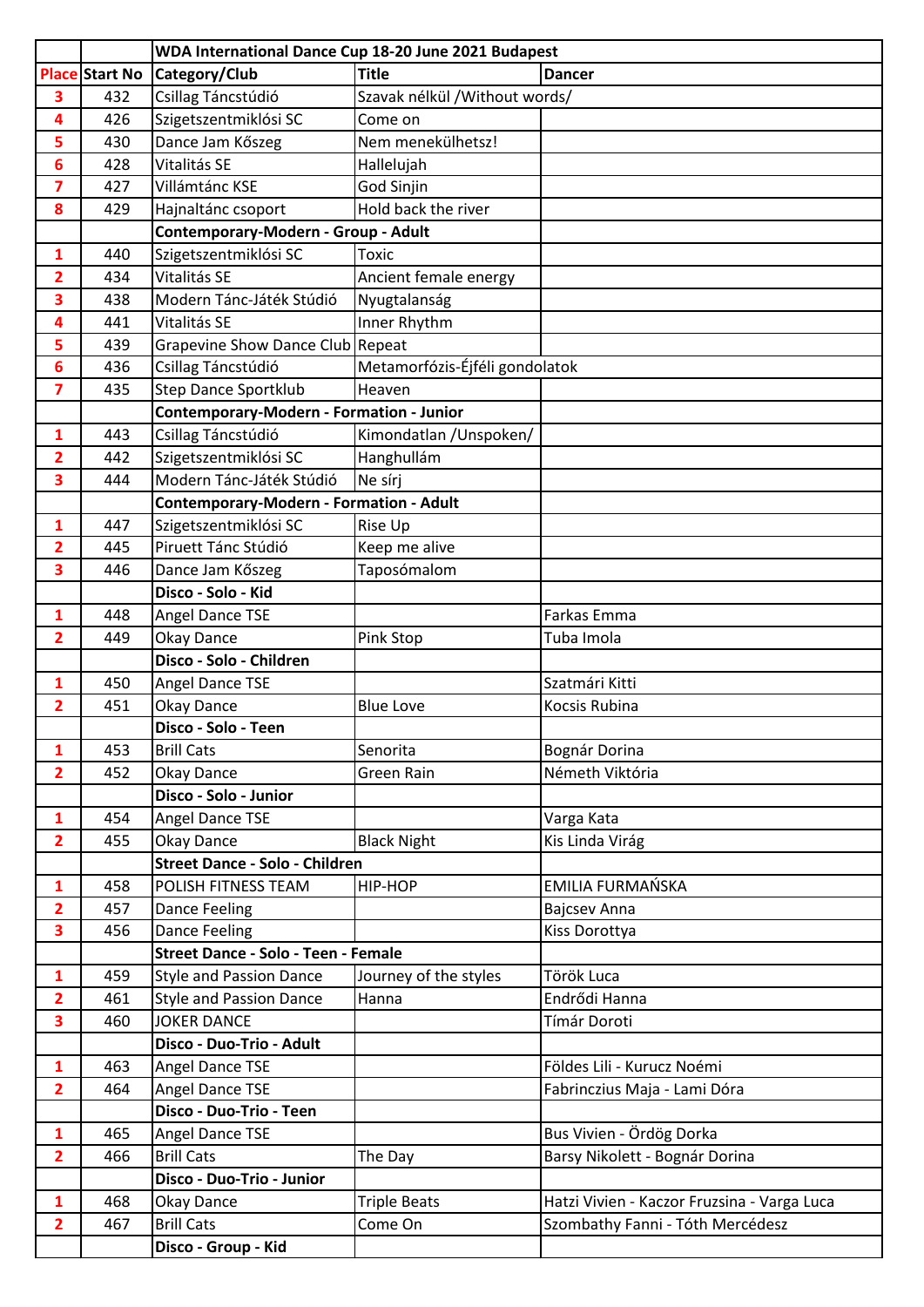| | | WDA International Dance Cup 18-20 June 2021 Budapest | | |
|---|---|---|---|---|
| Place | Start No | Category/Club | Title | Dancer |
| 3 | 432 | Csillag Táncstúdió | Szavak nélkül /Without words/ | |
| 4 | 426 | Szigetszentmiklósi SC | Come on | |
| 5 | 430 | Dance Jam Kőszeg | Nem menekülhetsz! | |
| 6 | 428 | Vitalitás SE | Hallelujah | |
| 7 | 427 | Villámtánc KSE | God Sinjin | |
| 8 | 429 | Hajnaltánc csoport | Hold back the river | |
| | | **Contemporary-Modern - Group - Adult** | | |
| 1 | 440 | Szigetszentmiklósi SC | Toxic | |
| 2 | 434 | Vitalitás SE | Ancient female energy | |
| 3 | 438 | Modern Tánc-Játék Stúdió | Nyugtalanság | |
| 4 | 441 | Vitalitás SE | Inner Rhythm | |
| 5 | 439 | Grapevine Show Dance Club | Repeat | |
| 6 | 436 | Csillag Táncstúdió | Metamorfózis-Éjféli gondolatok | |
| 7 | 435 | Step Dance Sportklub | Heaven | |
| | | **Contemporary-Modern - Formation - Junior** | | |
| 1 | 443 | Csillag Táncstúdió | Kimondatlan /Unspoken/ | |
| 2 | 442 | Szigetszentmiklósi SC | Hanghullám | |
| 3 | 444 | Modern Tánc-Játék Stúdió | Ne sírj | |
| | | **Contemporary-Modern - Formation - Adult** | | |
| 1 | 447 | Szigetszentmiklósi SC | Rise Up | |
| 2 | 445 | Piruett Tánc Stúdió | Keep me alive | |
| 3 | 446 | Dance Jam Kőszeg | Taposómalom | |
| | | **Disco - Solo - Kid** | | |
| 1 | 448 | Angel Dance TSE | | Farkas Emma |
| 2 | 449 | Okay Dance | Pink Stop | Tuba Imola |
| | | **Disco - Solo - Children** | | |
| 1 | 450 | Angel Dance TSE | | Szatmári Kitti |
| 2 | 451 | Okay Dance | Blue Love | Kocsis Rubina |
| | | **Disco - Solo - Teen** | | |
| 1 | 453 | Brill Cats | Senorita | Bognár Dorina |
| 2 | 452 | Okay Dance | Green Rain | Németh Viktória |
| | | **Disco - Solo - Junior** | | |
| 1 | 454 | Angel Dance TSE | | Varga Kata |
| 2 | 455 | Okay Dance | Black Night | Kis Linda Virág |
| | | **Street Dance - Solo - Children** | | |
| 1 | 458 | POLISH FITNESS TEAM | HIP-HOP | EMILIA FURMAŃSKA |
| 2 | 457 | Dance Feeling | | Bajcsev Anna |
| 3 | 456 | Dance Feeling | | Kiss Dorottya |
| | | **Street Dance - Solo - Teen - Female** | | |
| 1 | 459 | Style and Passion Dance | Journey of the styles | Török Luca |
| 2 | 461 | Style and Passion Dance | Hanna | Endrődi Hanna |
| 3 | 460 | JOKER DANCE | | Tímár Doroti |
| | | **Disco - Duo-Trio - Adult** | | |
| 1 | 463 | Angel Dance TSE | | Földes Lili - Kurucz Noémi |
| 2 | 464 | Angel Dance TSE | | Fabrinczius Maja - Lami Dóra |
| | | **Disco - Duo-Trio - Teen** | | |
| 1 | 465 | Angel Dance TSE | | Bus Vivien - Ördög Dorka |
| 2 | 466 | Brill Cats | The Day | Barsy Nikolett - Bognár Dorina |
| | | **Disco - Duo-Trio - Junior** | | |
| 1 | 468 | Okay Dance | Triple Beats | Hatzi Vivien - Kaczor Fruzsina - Varga Luca |
| 2 | 467 | Brill Cats | Come On | Szombathy Fanni - Tóth Mercédesz |
| | | **Disco - Group - Kid** | | |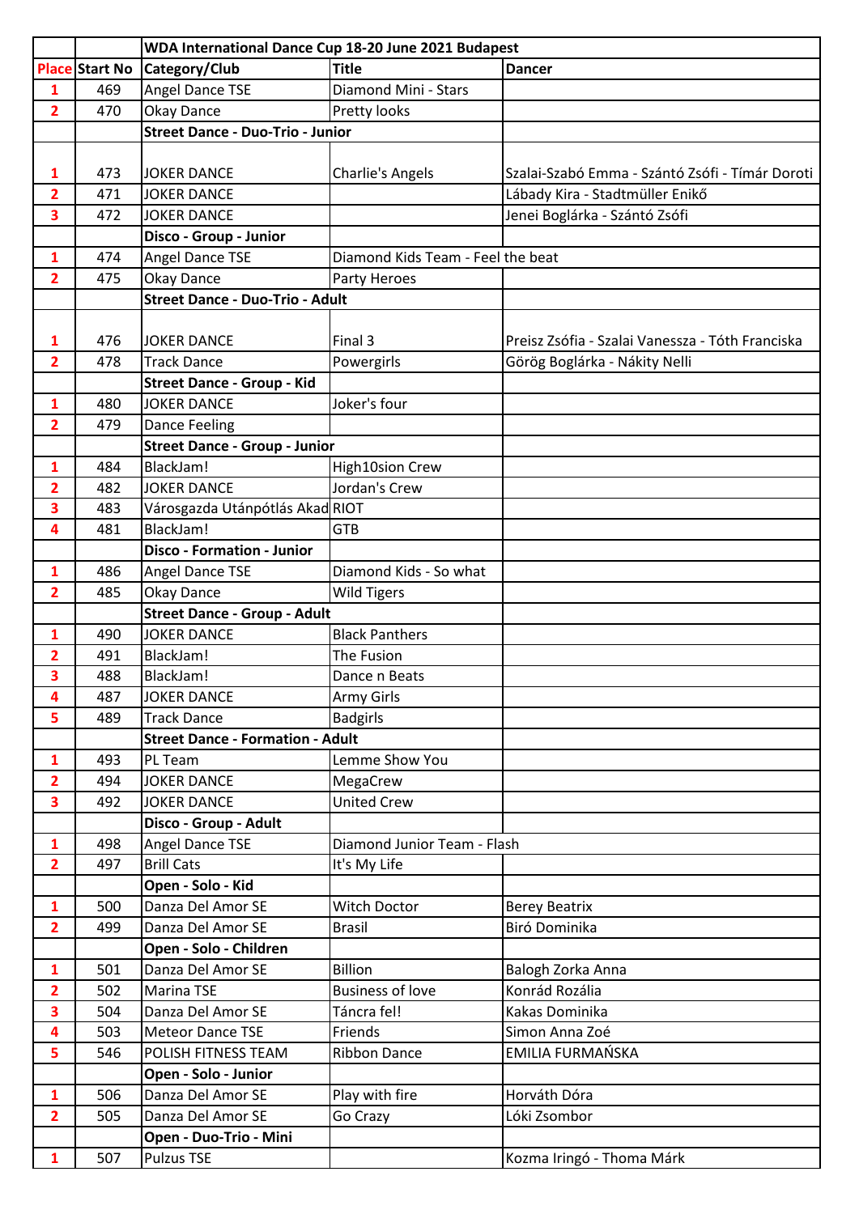| | | WDA International Dance Cup 18-20 June 2021 Budapest | | |
|---|---|---|---|---|
| **Place** | **Start No** | **Category/Club** | **Title** | **Dancer** |
| 1 | 469 | Angel Dance TSE | Diamond Mini - Stars | |
| 2 | 470 | Okay Dance | Pretty looks | |
| | | **Street Dance - Duo-Trio - Junior** | | |
| 1 | 473 | JOKER DANCE | Charlie's Angels | Szalai-Szabó Emma - Szántó Zsófi - Tímár Doroti |
| 2 | 471 | JOKER DANCE | | Lábady Kira - Stadtmüller Enikő |
| 3 | 472 | JOKER DANCE | | Jenei Boglárka - Szántó Zsófi |
| | | **Disco - Group - Junior** | | |
| 1 | 474 | Angel Dance TSE | Diamond Kids Team - Feel the beat | |
| 2 | 475 | Okay Dance | Party Heroes | |
| | | **Street Dance - Duo-Trio - Adult** | | |
| 1 | 476 | JOKER DANCE | Final 3 | Preisz Zsófia - Szalai Vanessza - Tóth Franciska |
| 2 | 478 | Track Dance | Powergirls | Görög Boglárka - Nákity Nelli |
| | | **Street Dance - Group - Kid** | | |
| 1 | 480 | JOKER DANCE | Joker's four | |
| 2 | 479 | Dance Feeling | | |
| | | **Street Dance - Group - Junior** | | |
| 1 | 484 | BlackJam! | High10sion Crew | |
| 2 | 482 | JOKER DANCE | Jordan's Crew | |
| 3 | 483 | Városgazda Utánpótlás Akad | RIOT | |
| 4 | 481 | BlackJam! | GTB | |
| | | **Disco - Formation - Junior** | | |
| 1 | 486 | Angel Dance TSE | Diamond Kids - So what | |
| 2 | 485 | Okay Dance | Wild Tigers | |
| | | **Street Dance - Group - Adult** | | |
| 1 | 490 | JOKER DANCE | Black Panthers | |
| 2 | 491 | BlackJam! | The Fusion | |
| 3 | 488 | BlackJam! | Dance n Beats | |
| 4 | 487 | JOKER DANCE | Army Girls | |
| 5 | 489 | Track Dance | Badgirls | |
| | | **Street Dance - Formation - Adult** | | |
| 1 | 493 | PL Team | Lemme Show You | |
| 2 | 494 | JOKER DANCE | MegaCrew | |
| 3 | 492 | JOKER DANCE | United Crew | |
| | | **Disco - Group - Adult** | | |
| 1 | 498 | Angel Dance TSE | Diamond Junior Team - Flash | |
| 2 | 497 | Brill Cats | It's My Life | |
| | | **Open - Solo - Kid** | | |
| 1 | 500 | Danza Del Amor SE | Witch Doctor | Berey Beatrix |
| 2 | 499 | Danza Del Amor SE | Brasil | Biró Dominika |
| | | **Open - Solo - Children** | | |
| 1 | 501 | Danza Del Amor SE | Billion | Balogh Zorka Anna |
| 2 | 502 | Marina TSE | Business of love | Konrád Rozália |
| 3 | 504 | Danza Del Amor SE | Táncra fel! | Kakas Dominika |
| 4 | 503 | Meteor Dance TSE | Friends | Simon Anna Zoé |
| 5 | 546 | POLISH FITNESS TEAM | Ribbon Dance | EMILIA FURMAŃSKA |
| | | **Open - Solo - Junior** | | |
| 1 | 506 | Danza Del Amor SE | Play with fire | Horváth Dóra |
| 2 | 505 | Danza Del Amor SE | Go Crazy | Lóki Zsombor |
| | | **Open - Duo-Trio - Mini** | | |
| 1 | 507 | Pulzus TSE | | Kozma Iringó - Thoma Márk |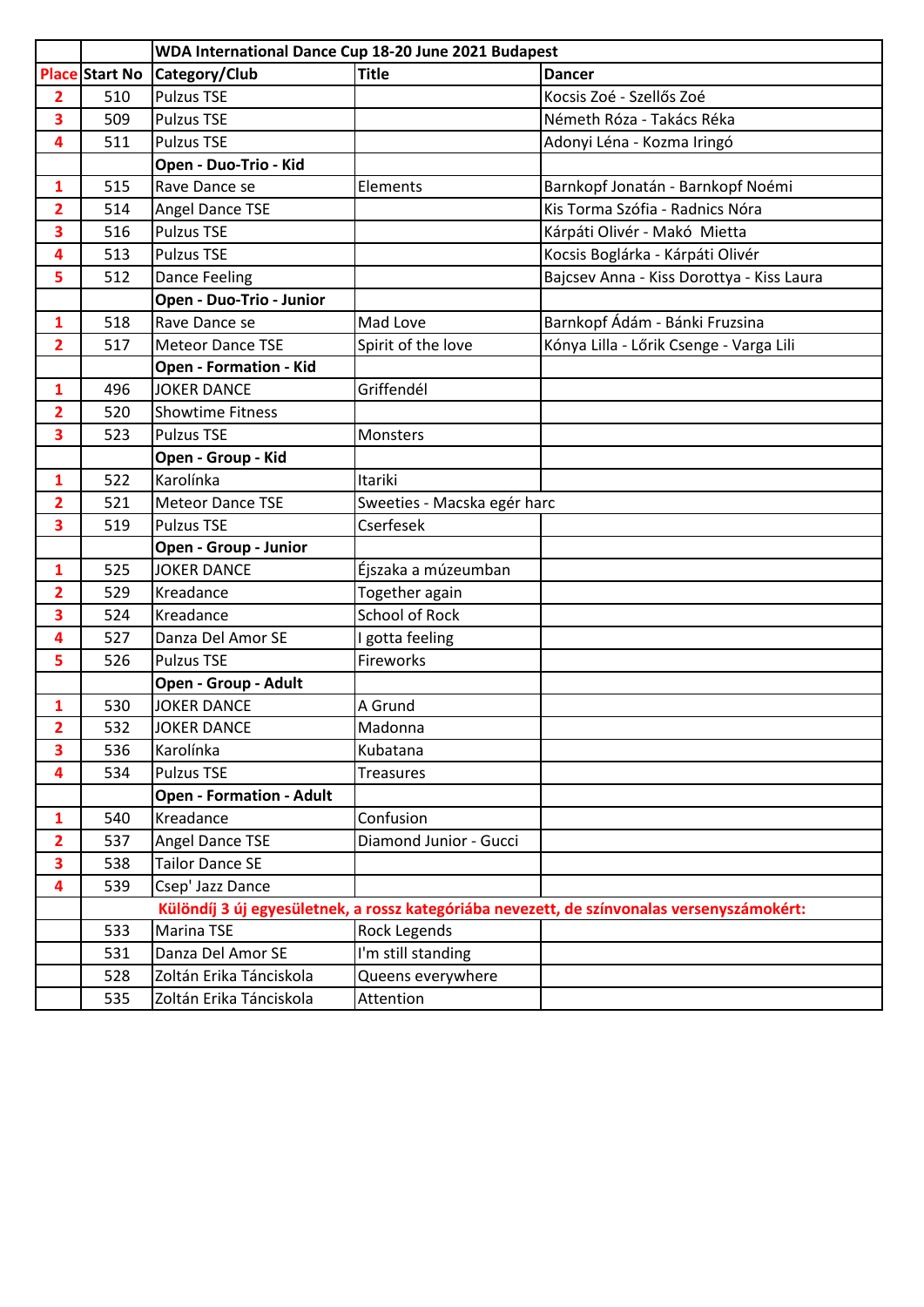| | | WDA International Dance Cup 18-20 June 2021 Budapest | | |
|---|---|---|---|---|
| **Place** | **Start No** | **Category/Club** | **Title** | **Dancer** |
| 2 | 510 | Pulzus TSE | | Kocsis Zoé - Szellős Zoé |
| 3 | 509 | Pulzus TSE | | Németh Róza - Takács Réka |
| 4 | 511 | Pulzus TSE | | Adonyi Léna - Kozma Iringó |
| | | **Open - Duo-Trio - Kid** | | |
| 1 | 515 | Rave Dance se | Elements | Barnkopf Jonatán - Barnkopf Noémi |
| 2 | 514 | Angel Dance TSE | | Kis Torma Szófia - Radnics Nóra |
| 3 | 516 | Pulzus TSE | | Kárpáti Olivér - Makó Mietta |
| 4 | 513 | Pulzus TSE | | Kocsis Boglárka - Kárpáti Olivér |
| 5 | 512 | Dance Feeling | | Bajcsev Anna - Kiss Dorottya - Kiss Laura |
| | | **Open - Duo-Trio - Junior** | | |
| 1 | 518 | Rave Dance se | Mad Love | Barnkopf Ádám - Bánki Fruzsina |
| 2 | 517 | Meteor Dance TSE | Spirit of the love | Kónya Lilla - Lőrik Csenge - Varga Lili |
| | | **Open - Formation - Kid** | | |
| 1 | 496 | JOKER DANCE | Griffendél | |
| 2 | 520 | Showtime Fitness | | |
| 3 | 523 | Pulzus TSE | Monsters | |
| | | **Open - Group - Kid** | | |
| 1 | 522 | Karolínka | Itariki | |
| 2 | 521 | Meteor Dance TSE | Sweeties - Macska egér harc | |
| 3 | 519 | Pulzus TSE | Cserfesek | |
| | | **Open - Group - Junior** | | |
| 1 | 525 | JOKER DANCE | Éjszaka a múzeumban | |
| 2 | 529 | Kreadance | Together again | |
| 3 | 524 | Kreadance | School of Rock | |
| 4 | 527 | Danza Del Amor SE | I gotta feeling | |
| 5 | 526 | Pulzus TSE | Fireworks | |
| | | **Open - Group - Adult** | | |
| 1 | 530 | JOKER DANCE | A Grund | |
| 2 | 532 | JOKER DANCE | Madonna | |
| 3 | 536 | Karolínka | Kubatana | |
| 4 | 534 | Pulzus TSE | Treasures | |
| | | **Open - Formation - Adult** | | |
| 1 | 540 | Kreadance | Confusion | |
| 2 | 537 | Angel Dance TSE | Diamond Junior - Gucci | |
| 3 | 538 | Tailor Dance SE | | |
| 4 | 539 | Csep' Jazz Dance | | |
| | **Különdíj 3 új egyesületnek, a rossz kategóriába nevezett, de színvonalas versenyszámokért:** | | | |
| | 533 | Marina TSE | Rock Legends | |
| | 531 | Danza Del Amor SE | I'm still standing | |
| | 528 | Zoltán Erika Tánciskola | Queens everywhere | |
| | 535 | Zoltán Erika Tánciskola | Attention | |